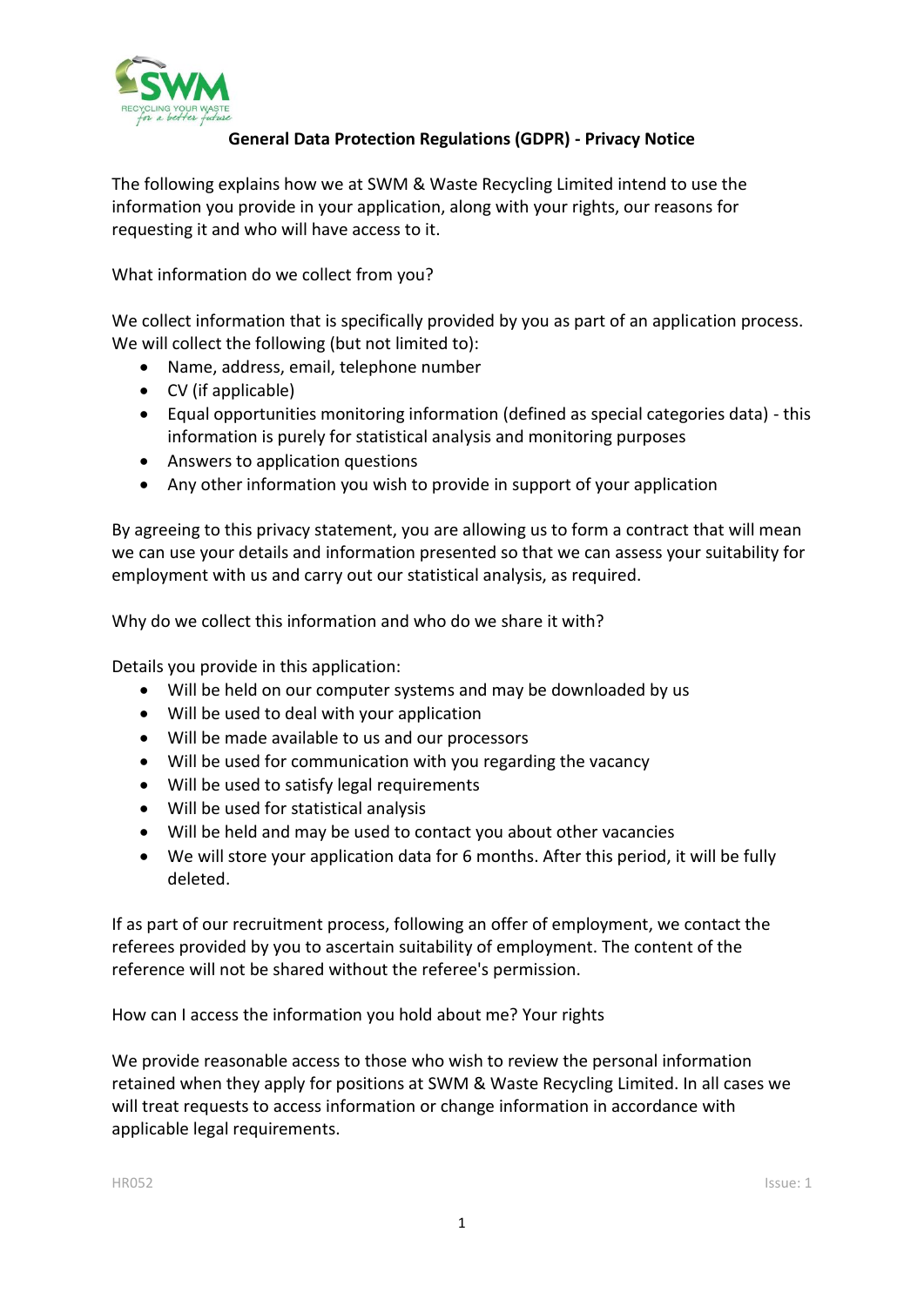# General Data Protection Regulations (GDPR) - Privacy Notice

The following explains how we at SWM & Waste Recycling Limited intend to use the information you provide in your application, along with your rights, our reasons for requesting it and who will have access to it.

What information do we collect from you?

We collect information that is specifically provided by you as part of an application process. We will collect the following (but not limited to):

- Name, address, email, telephone number
- CV (if applicable)
- Equal opportunities monitoring information (defined as special categories data) - this information is purely for statistical analysis and monitoring purposes
- Answers to application questions
- Any other information you wish to provide in support of your application

By agreeing to this privacy statement, you are allowing us to form a contract that will mean we can use your details and information presented so that we can assess your suitability for employment with us and carry out our statistical analysis, as required.

Why do we collect this information and who do we share it with?

Details you provide in this application:

- Will be held on our computer systems and may be downloaded by us
- Will be used to deal with your application
- Will be made available to us and our processors
- Will be used for communication with you regarding the vacancy
- Will be used to satisfy legal requirements
- Will be used for statistical analysis
- Will be held and may be used to contact you about other vacancies
- We will store your application data for 6 months. After this period, it will be fully deleted.

If as part of our recruitment process, following an offer of employment, we contact the referees provided by you to ascertain suitability of employment. The content of the reference will not be shared without the referee's permission.

How can I access the information you hold about me? Your rights

We provide reasonable access to those who wish to review the personal information retained when they apply for positions at SWM & Waste Recycling Limited. In all cases we will treat requests to access information or change information in accordance with applicable legal requirements.

HR052 Issue: 1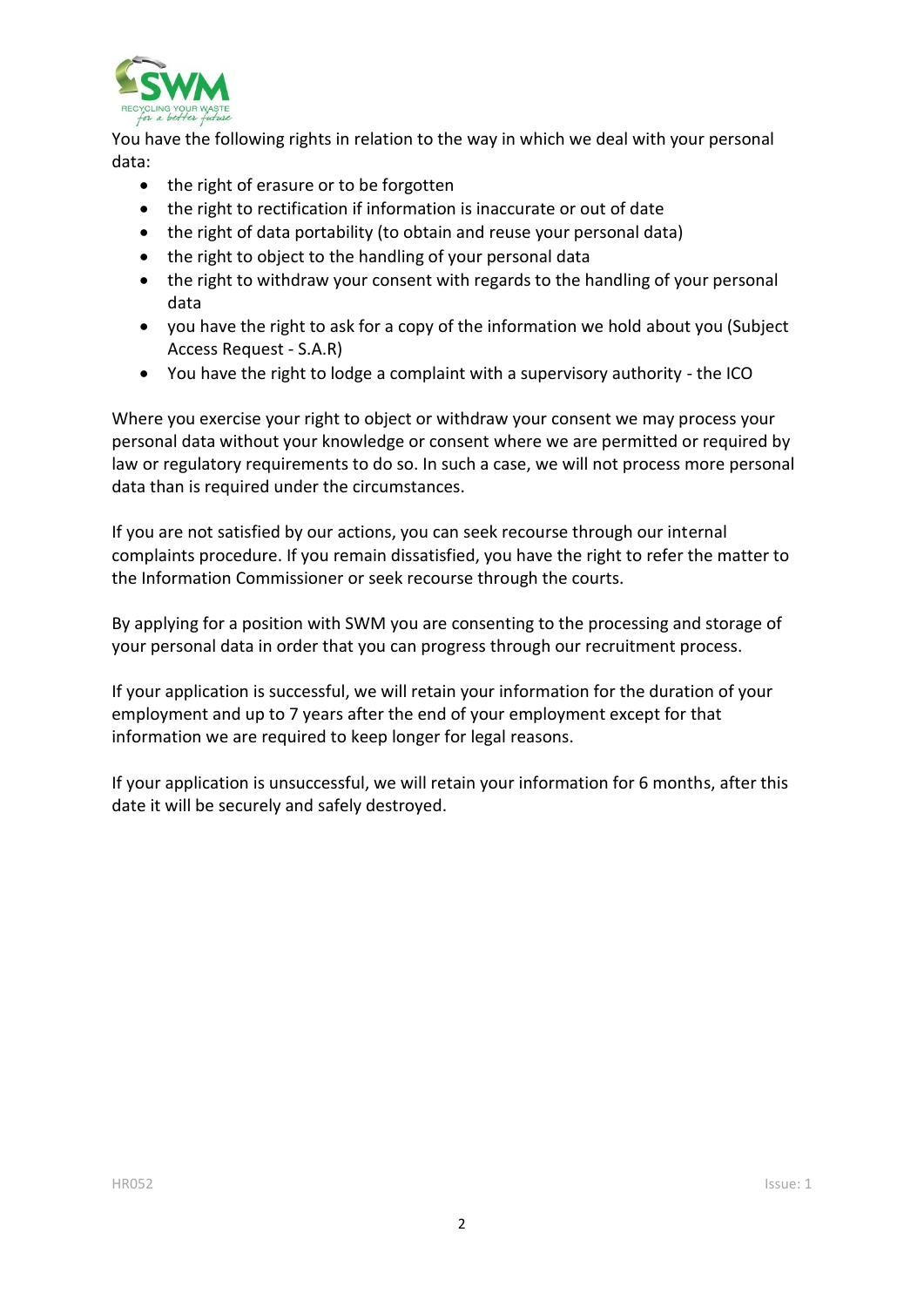You have the following rights in relation to the way in which we deal with your personal data:

- the right of erasure or to be forgotten
- the right to rectification if information is inaccurate or out of date
- the right of data portability (to obtain and reuse your personal data)
- the right to object to the handling of your personal data
- the right to withdraw your consent with regards to the handling of your personal data
- you have the right to ask for a copy of the information we hold about you (Subject Access Request - S.A.R)
- You have the right to lodge a complaint with a supervisory authority - the ICO

Where you exercise your right to object or withdraw your consent we may process your personal data without your knowledge or consent where we are permitted or required by law or regulatory requirements to do so. In such a case, we will not process more personal data than is required under the circumstances.

If you are not satisfied by our actions, you can seek recourse through our internal complaints procedure. If you remain dissatisfied, you have the right to refer the matter to the Information Commissioner or seek recourse through the courts.

By applying for a position with SWM you are consenting to the processing and storage of your personal data in order that you can progress through our recruitment process.

If your application is successful, we will retain your information for the duration of your employment and up to 7 years after the end of your employment except for that information we are required to keep longer for legal reasons.

If your application is unsuccessful, we will retain your information for 6 months, after this date it will be securely and safely destroyed.